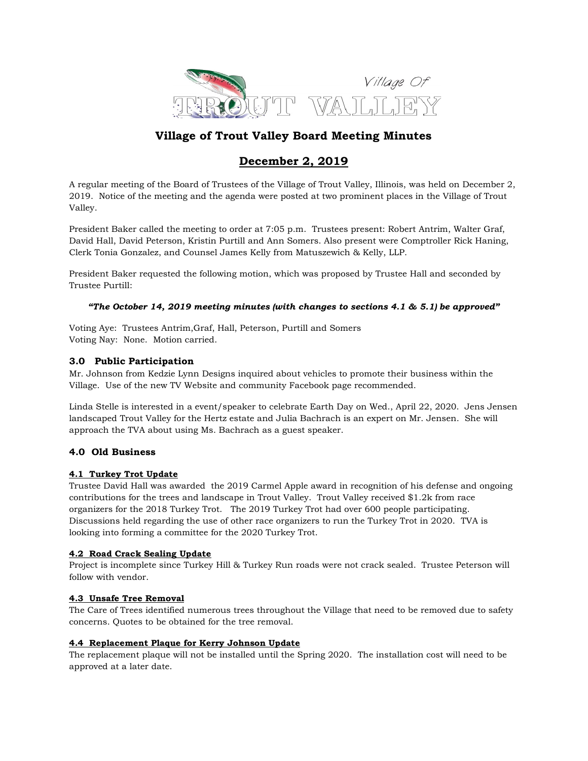Village Of TROUT VALLEY

# Village of Trout Valley Board Meeting Minutes

## December 2, 2019

A regular meeting of the Board of Trustees of the Village of Trout Valley, Illinois, was held on December 2, 2019. Notice of the meeting and the agenda were posted at two prominent places in the Village of Trout Valley.

President Baker called the meeting to order at 7:05 p.m. Trustees present: Robert Antrim, Walter Graf, David Hall, David Peterson, Kristin Purtill and Ann Somers. Also present were Comptroller Rick Haning, Clerk Tonia Gonzalez, and Counsel James Kelly from Matuszewich & Kelly, LLP.

President Baker requested the following motion, which was proposed by Trustee Hall and seconded by Trustee Purtill:

***"The October 14, 2019 meeting minutes (with changes to sections 4.1 & 5.1) be approved"***

Voting Aye: Trustees Antrim,Graf, Hall, Peterson, Purtill and Somers
Voting Nay: None. Motion carried.

### 3.0 Public Participation

Mr. Johnson from Kedzie Lynn Designs inquired about vehicles to promote their business within the Village. Use of the new TV Website and community Facebook page recommended.

Linda Stelle is interested in a event/speaker to celebrate Earth Day on Wed., April 22, 2020. Jens Jensen landscaped Trout Valley for the Hertz estate and Julia Bachrach is an expert on Mr. Jensen. She will approach the TVA about using Ms. Bachrach as a guest speaker.

### 4.0 Old Business

**4.1 Turkey Trot Update**

Trustee David Hall was awarded the 2019 Carmel Apple award in recognition of his defense and ongoing contributions for the trees and landscape in Trout Valley. Trout Valley received $1.2k from race organizers for the 2018 Turkey Trot. The 2019 Turkey Trot had over 600 people participating. Discussions held regarding the use of other race organizers to run the Turkey Trot in 2020. TVA is looking into forming a committee for the 2020 Turkey Trot.

**4.2 Road Crack Sealing Update**

Project is incomplete since Turkey Hill & Turkey Run roads were not crack sealed. Trustee Peterson will follow with vendor.

**4.3 Unsafe Tree Removal**

The Care of Trees identified numerous trees throughout the Village that need to be removed due to safety concerns. Quotes to be obtained for the tree removal.

**4.4 Replacement Plaque for Kerry Johnson Update**

The replacement plaque will not be installed until the Spring 2020. The installation cost will need to be approved at a later date.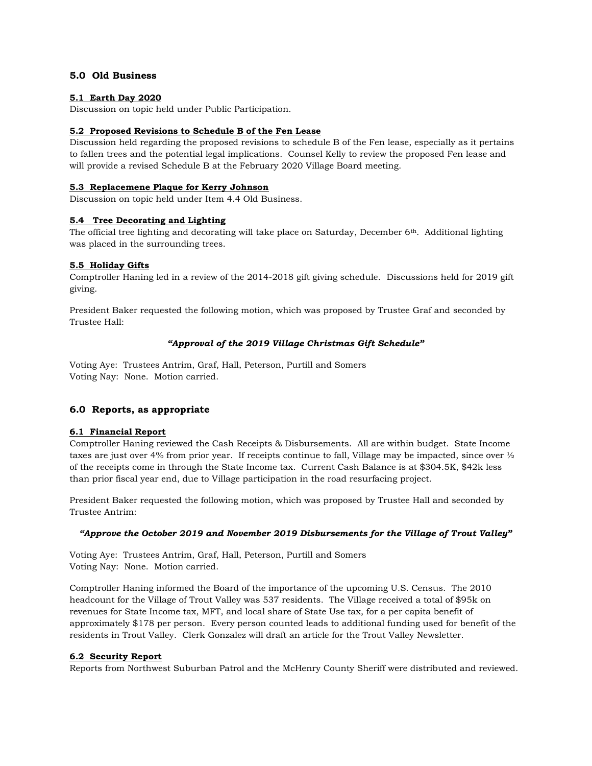## 5.0 Old Business

**5.1 Earth Day 2020**

Discussion on topic held under Public Participation.

**5.2 Proposed Revisions to Schedule B of the Fen Lease**

Discussion held regarding the proposed revisions to schedule B of the Fen lease, especially as it pertains to fallen trees and the potential legal implications. Counsel Kelly to review the proposed Fen lease and will provide a revised Schedule B at the February 2020 Village Board meeting.

**5.3 Replacemene Plaque for Kerry Johnson**

Discussion on topic held under Item 4.4 Old Business.

**5.4 Tree Decorating and Lighting**

The official tree lighting and decorating will take place on Saturday, December 6th. Additional lighting was placed in the surrounding trees.

**5.5 Holiday Gifts**

Comptroller Haning led in a review of the 2014-2018 gift giving schedule. Discussions held for 2019 gift giving.

President Baker requested the following motion, which was proposed by Trustee Graf and seconded by Trustee Hall:

***"Approval of the 2019 Village Christmas Gift Schedule"***

Voting Aye: Trustees Antrim, Graf, Hall, Peterson, Purtill and Somers
Voting Nay: None. Motion carried.

## 6.0 Reports, as appropriate

**6.1 Financial Report**

Comptroller Haning reviewed the Cash Receipts & Disbursements. All are within budget. State Income taxes are just over 4% from prior year. If receipts continue to fall, Village may be impacted, since over ½ of the receipts come in through the State Income tax. Current Cash Balance is at $304.5K, $42k less than prior fiscal year end, due to Village participation in the road resurfacing project.

President Baker requested the following motion, which was proposed by Trustee Hall and seconded by Trustee Antrim:

***"Approve the October 2019 and November 2019 Disbursements for the Village of Trout Valley"***

Voting Aye: Trustees Antrim, Graf, Hall, Peterson, Purtill and Somers
Voting Nay: None. Motion carried.

Comptroller Haning informed the Board of the importance of the upcoming U.S. Census. The 2010 headcount for the Village of Trout Valley was 537 residents. The Village received a total of $95k on revenues for State Income tax, MFT, and local share of State Use tax, for a per capita benefit of approximately $178 per person. Every person counted leads to additional funding used for benefit of the residents in Trout Valley. Clerk Gonzalez will draft an article for the Trout Valley Newsletter.

**6.2 Security Report**

Reports from Northwest Suburban Patrol and the McHenry County Sheriff were distributed and reviewed.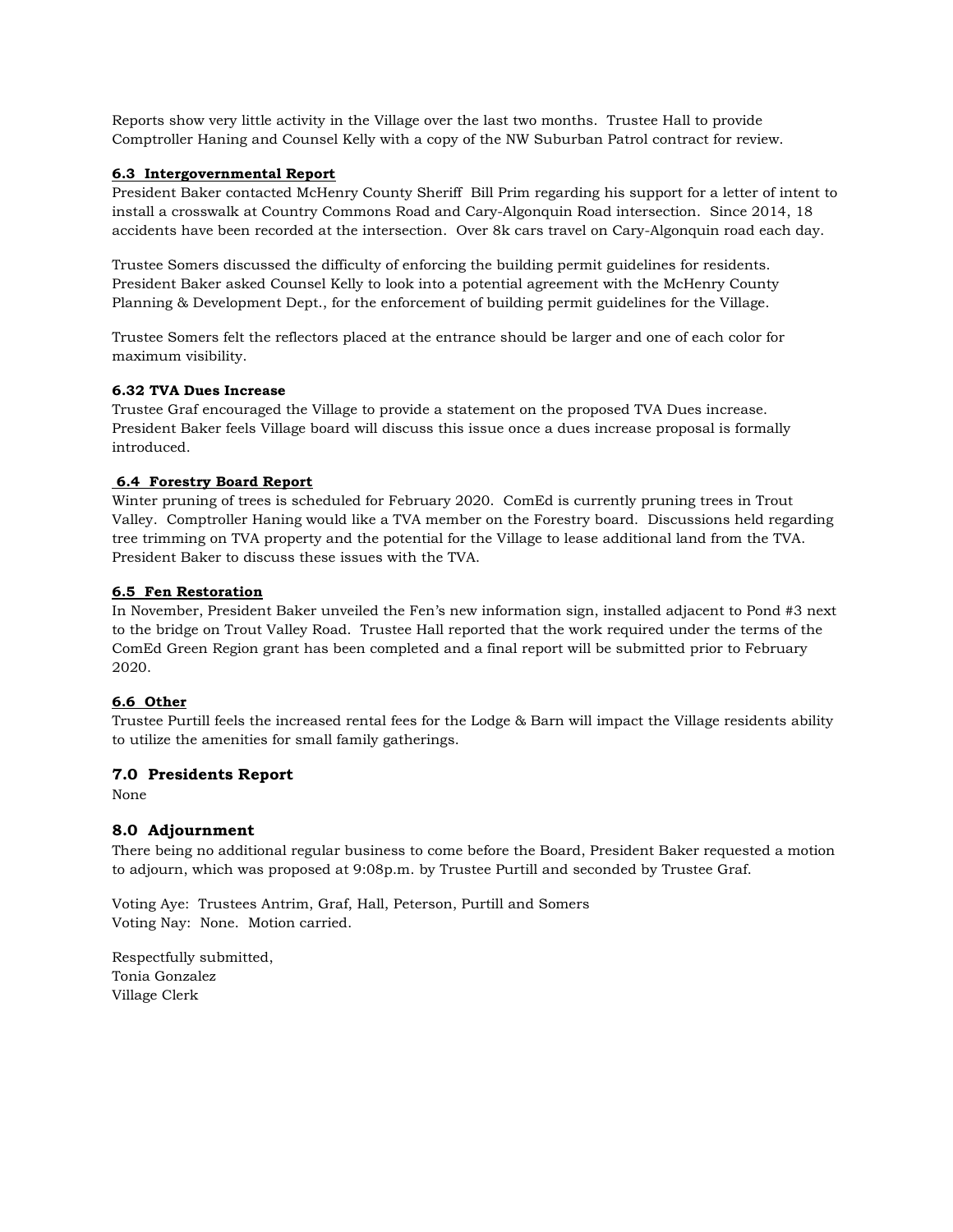Reports show very little activity in the Village over the last two months. Trustee Hall to provide Comptroller Haning and Counsel Kelly with a copy of the NW Suburban Patrol contract for review.

**6.3 Intergovernmental Report**

President Baker contacted McHenry County Sheriff Bill Prim regarding his support for a letter of intent to install a crosswalk at Country Commons Road and Cary-Algonquin Road intersection. Since 2014, 18 accidents have been recorded at the intersection. Over 8k cars travel on Cary-Algonquin road each day.

Trustee Somers discussed the difficulty of enforcing the building permit guidelines for residents. President Baker asked Counsel Kelly to look into a potential agreement with the McHenry County Planning & Development Dept., for the enforcement of building permit guidelines for the Village.

Trustee Somers felt the reflectors placed at the entrance should be larger and one of each color for maximum visibility.

**6.32 TVA Dues Increase**

Trustee Graf encouraged the Village to provide a statement on the proposed TVA Dues increase. President Baker feels Village board will discuss this issue once a dues increase proposal is formally introduced.

**6.4 Forestry Board Report**

Winter pruning of trees is scheduled for February 2020. ComEd is currently pruning trees in Trout Valley. Comptroller Haning would like a TVA member on the Forestry board. Discussions held regarding tree trimming on TVA property and the potential for the Village to lease additional land from the TVA. President Baker to discuss these issues with the TVA.

**6.5 Fen Restoration**

In November, President Baker unveiled the Fen's new information sign, installed adjacent to Pond #3 next to the bridge on Trout Valley Road. Trustee Hall reported that the work required under the terms of the ComEd Green Region grant has been completed and a final report will be submitted prior to February 2020.

**6.6 Other**

Trustee Purtill feels the increased rental fees for the Lodge & Barn will impact the Village residents ability to utilize the amenities for small family gatherings.

### 7.0 Presidents Report

None

### 8.0 Adjournment

There being no additional regular business to come before the Board, President Baker requested a motion to adjourn, which was proposed at 9:08p.m. by Trustee Purtill and seconded by Trustee Graf.

Voting Aye: Trustees Antrim, Graf, Hall, Peterson, Purtill and Somers
Voting Nay: None. Motion carried.

Respectfully submitted,
Tonia Gonzalez
Village Clerk